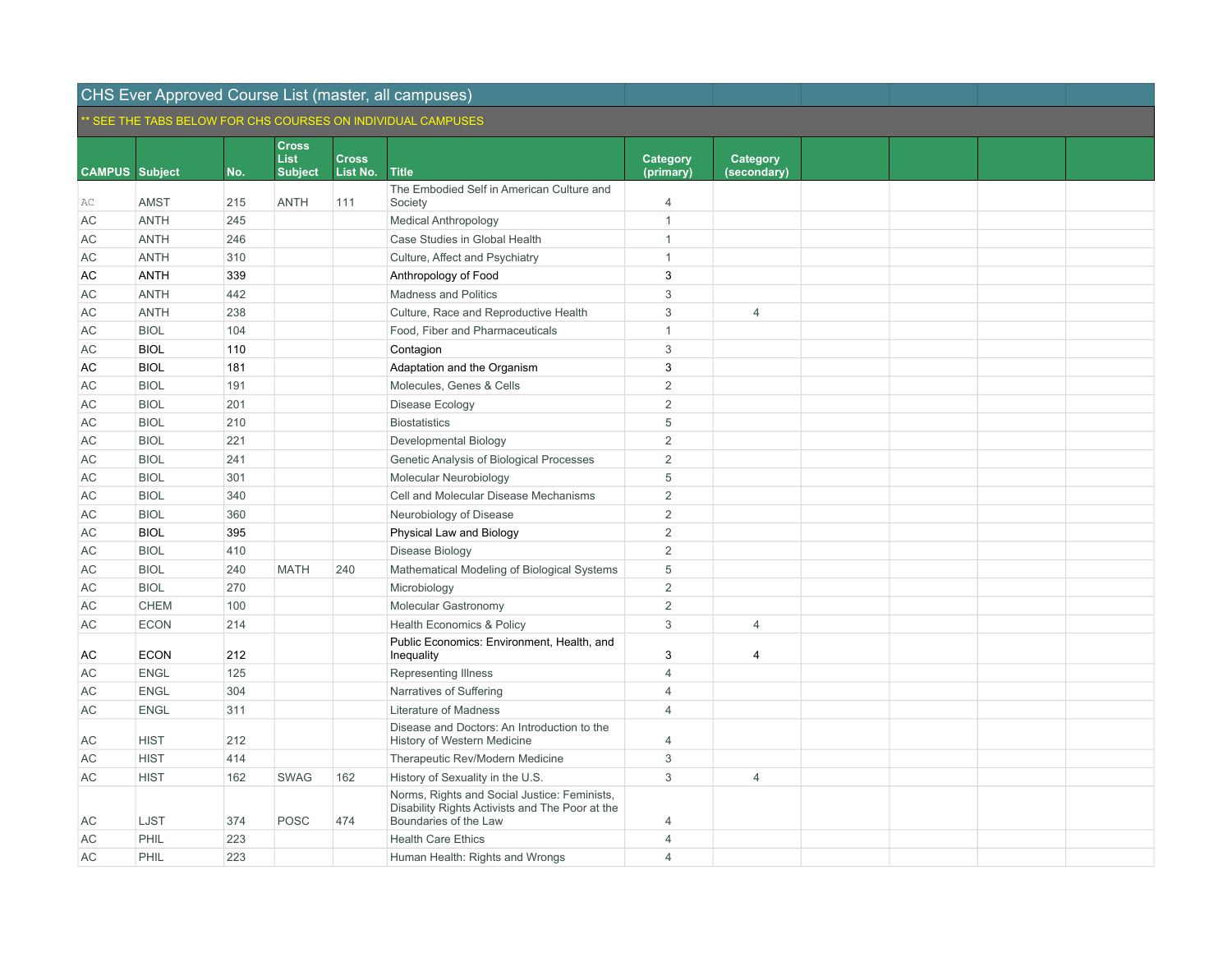# CHS Ever Approved Course List (master, all campuses)

** SEE THE TABS BELOW FOR CHS COURSES ON INDIVIDUAL CAMPUSES

| CAMPUS | Subject | No. | Cross List Subject | Cross List No. | Title | Category (primary) | Category (secondary) |
|---|---|---|---|---|---|---|---|
| AC | AMST | 215 | ANTH | 111 | The Embodied Self in American Culture and Society | 4 | |
| AC | ANTH | 245 | | | Medical Anthropology | 1 | |
| AC | ANTH | 246 | | | Case Studies in Global Health | 1 | |
| AC | ANTH | 310 | | | Culture, Affect and Psychiatry | 1 | |
| AC | ANTH | 339 | | | Anthropology of Food | 3 | |
| AC | ANTH | 442 | | | Madness and Politics | 3 | |
| AC | ANTH | 238 | | | Culture, Race and Reproductive Health | 3 | 4 |
| AC | BIOL | 104 | | | Food, Fiber and Pharmaceuticals | 1 | |
| AC | BIOL | 110 | | | Contagion | 3 | |
| AC | BIOL | 181 | | | Adaptation and the Organism | 3 | |
| AC | BIOL | 191 | | | Molecules, Genes & Cells | 2 | |
| AC | BIOL | 201 | | | Disease Ecology | 2 | |
| AC | BIOL | 210 | | | Biostatistics | 5 | |
| AC | BIOL | 221 | | | Developmental Biology | 2 | |
| AC | BIOL | 241 | | | Genetic Analysis of Biological Processes | 2 | |
| AC | BIOL | 301 | | | Molecular Neurobiology | 5 | |
| AC | BIOL | 340 | | | Cell and Molecular Disease Mechanisms | 2 | |
| AC | BIOL | 360 | | | Neurobiology of Disease | 2 | |
| AC | BIOL | 395 | | | Physical Law and Biology | 2 | |
| AC | BIOL | 410 | | | Disease Biology | 2 | |
| AC | BIOL | 240 | MATH | 240 | Mathematical Modeling of Biological Systems | 5 | |
| AC | BIOL | 270 | | | Microbiology | 2 | |
| AC | CHEM | 100 | | | Molecular Gastronomy | 2 | |
| AC | ECON | 214 | | | Health Economics & Policy | 3 | 4 |
| AC | ECON | 212 | | | Public Economics: Environment, Health, and Inequality | 3 | 4 |
| AC | ENGL | 125 | | | Representing Illness | 4 | |
| AC | ENGL | 304 | | | Narratives of Suffering | 4 | |
| AC | ENGL | 311 | | | Literature of Madness | 4 | |
| AC | HIST | 212 | | | Disease and Doctors: An Introduction to the History of Western Medicine | 4 | |
| AC | HIST | 414 | | | Therapeutic Rev/Modern Medicine | 3 | |
| AC | HIST | 162 | SWAG | 162 | History of Sexuality in the U.S. | 3 | 4 |
| AC | LJST | 374 | POSC | 474 | Norms, Rights and Social Justice: Feminists, Disability Rights Activists and The Poor at the Boundaries of the Law | 4 | |
| AC | PHIL | 223 | | | Health Care Ethics | 4 | |
| AC | PHIL | 223 | | | Human Health: Rights and Wrongs | 4 | |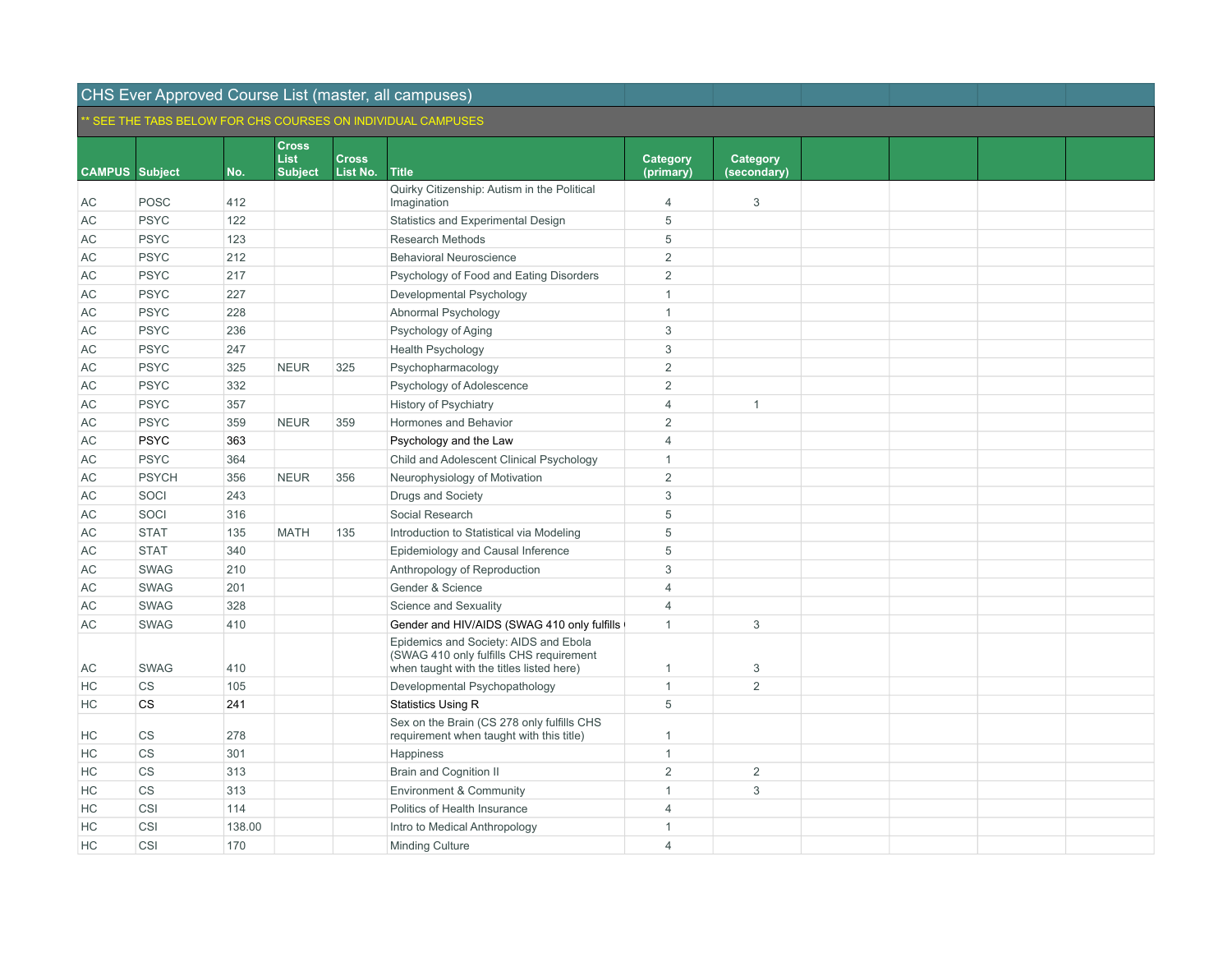# CHS Ever Approved Course List (master, all campuses)

** SEE THE TABS BELOW FOR CHS COURSES ON INDIVIDUAL CAMPUSES

| CAMPUS | Subject | No. | Cross List Subject | Cross List No. | Title | Category (primary) | Category (secondary) | | | | |
|---|---|---|---|---|---|---|---|---|---|---|---|
| AC | POSC | 412 | | | Quirky Citizenship: Autism in the Political Imagination | 4 | 3 | | | | |
| AC | PSYC | 122 | | | Statistics and Experimental Design | 5 | | | | | |
| AC | PSYC | 123 | | | Research Methods | 5 | | | | | |
| AC | PSYC | 212 | | | Behavioral Neuroscience | 2 | | | | | |
| AC | PSYC | 217 | | | Psychology of Food and Eating Disorders | 2 | | | | | |
| AC | PSYC | 227 | | | Developmental Psychology | 1 | | | | | |
| AC | PSYC | 228 | | | Abnormal Psychology | 1 | | | | | |
| AC | PSYC | 236 | | | Psychology of Aging | 3 | | | | | |
| AC | PSYC | 247 | | | Health Psychology | 3 | | | | | |
| AC | PSYC | 325 | NEUR | 325 | Psychopharmacology | 2 | | | | | |
| AC | PSYC | 332 | | | Psychology of Adolescence | 2 | | | | | |
| AC | PSYC | 357 | | | History of Psychiatry | 4 | 1 | | | | |
| AC | PSYC | 359 | NEUR | 359 | Hormones and Behavior | 2 | | | | | |
| AC | PSYC | 363 | | | Psychology and the Law | 4 | | | | | |
| AC | PSYC | 364 | | | Child and Adolescent Clinical Psychology | 1 | | | | | |
| AC | PSYCH | 356 | NEUR | 356 | Neurophysiology of Motivation | 2 | | | | | |
| AC | SOCI | 243 | | | Drugs and Society | 3 | | | | | |
| AC | SOCI | 316 | | | Social Research | 5 | | | | | |
| AC | STAT | 135 | MATH | 135 | Introduction to Statistical via Modeling | 5 | | | | | |
| AC | STAT | 340 | | | Epidemiology and Causal Inference | 5 | | | | | |
| AC | SWAG | 210 | | | Anthropology of Reproduction | 3 | | | | | |
| AC | SWAG | 201 | | | Gender & Science | 4 | | | | | |
| AC | SWAG | 328 | | | Science and Sexuality | 4 | | | | | |
| AC | SWAG | 410 | | | Gender and HIV/AIDS (SWAG 410 only fulfills | 1 | 3 | | | | |
| AC | SWAG | 410 | | | Epidemics and Society: AIDS and Ebola (SWAG 410 only fulfills CHS requirement when taught with the titles listed here) | 1 | 3 | | | | |
| HC | CS | 105 | | | Developmental Psychopathology | 1 | 2 | | | | |
| HC | CS | 241 | | | Statistics Using R | 5 | | | | | |
| HC | CS | 278 | | | Sex on the Brain (CS 278 only fulfills CHS requirement when taught with this title) | 1 | | | | | |
| HC | CS | 301 | | | Happiness | 1 | | | | | |
| HC | CS | 313 | | | Brain and Cognition II | 2 | 2 | | | | |
| HC | CS | 313 | | | Environment & Community | 1 | 3 | | | | |
| HC | CSI | 114 | | | Politics of Health Insurance | 4 | | | | | |
| HC | CSI | 138.00 | | | Intro to Medical Anthropology | 1 | | | | | |
| HC | CSI | 170 | | | Minding Culture | 4 | | | | | |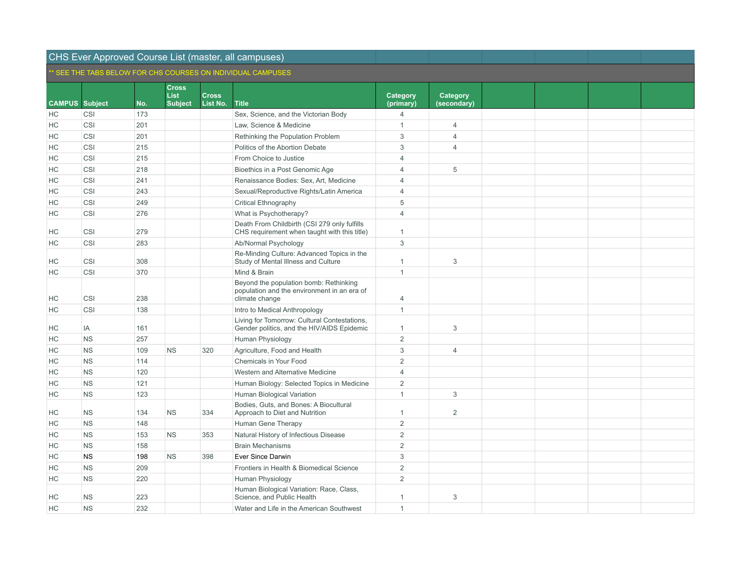# CHS Ever Approved Course List (master, all campuses)

** SEE THE TABS BELOW FOR CHS COURSES ON INDIVIDUAL CAMPUSES

| CAMPUS | Subject | No. | Cross List Subject | Cross List No. | Title | Category (primary) | Category (secondary) | | | | |
|---|---|---|---|---|---|---|---|---|---|---|---|
| HC | CSI | 173 | | | Sex, Science, and the Victorian Body | 4 | | | | | |
| HC | CSI | 201 | | | Law, Science & Medicine | 1 | 4 | | | | |
| HC | CSI | 201 | | | Rethinking the Population Problem | 3 | 4 | | | | |
| HC | CSI | 215 | | | Politics of the Abortion Debate | 3 | 4 | | | | |
| HC | CSI | 215 | | | From Choice to Justice | 4 | | | | | |
| HC | CSI | 218 | | | Bioethics in a Post Genomic Age | 4 | 5 | | | | |
| HC | CSI | 241 | | | Renaissance Bodies: Sex, Art, Medicine | 4 | | | | | |
| HC | CSI | 243 | | | Sexual/Reproductive Rights/Latin America | 4 | | | | | |
| HC | CSI | 249 | | | Critical Ethnography | 5 | | | | | |
| HC | CSI | 276 | | | What is Psychotherapy? | 4 | | | | | |
| HC | CSI | 279 | | | Death From Childbirth (CSI 279 only fulfills CHS requirement when taught with this title) | 1 | | | | | |
| HC | CSI | 283 | | | Ab/Normal Psychology | 3 | | | | | |
| HC | CSI | 308 | | | Re-Minding Culture: Advanced Topics in the Study of Mental Illness and Culture | 1 | 3 | | | | |
| HC | CSI | 370 | | | Mind & Brain | 1 | | | | | |
| HC | CSI | 238 | | | Beyond the population bomb: Rethinking population and the environment in an era of climate change | 4 | | | | | |
| HC | CSI | 138 | | | Intro to Medical Anthropology | 1 | | | | | |
| HC | IA | 161 | | | Living for Tomorrow: Cultural Contestations, Gender politics, and the HIV/AIDS Epidemic | 1 | 3 | | | | |
| HC | NS | 257 | | | Human Physiology | 2 | | | | | |
| HC | NS | 109 | NS | 320 | Agriculture, Food and Health | 3 | 4 | | | | |
| HC | NS | 114 | | | Chemicals in Your Food | 2 | | | | | |
| HC | NS | 120 | | | Western and Alternative Medicine | 4 | | | | | |
| HC | NS | 121 | | | Human Biology: Selected Topics in Medicine | 2 | | | | | |
| HC | NS | 123 | | | Human Biological Variation | 1 | 3 | | | | |
| HC | NS | 134 | NS | 334 | Bodies, Guts, and Bones: A Biocultural Approach to Diet and Nutrition | 1 | 2 | | | | |
| HC | NS | 148 | | | Human Gene Therapy | 2 | | | | | |
| HC | NS | 153 | NS | 353 | Natural History of Infectious Disease | 2 | | | | | |
| HC | NS | 158 | | | Brain Mechanisms | 2 | | | | | |
| HC | NS | 198 | NS | 398 | Ever Since Darwin | 3 | | | | | |
| HC | NS | 209 | | | Frontiers in Health & Biomedical Science | 2 | | | | | |
| HC | NS | 220 | | | Human Physiology | 2 | | | | | |
| HC | NS | 223 | | | Human Biological Variation: Race, Class, Science, and Public Health | 1 | 3 | | | | |
| HC | NS | 232 | | | Water and Life in the American Southwest | 1 | | | | | |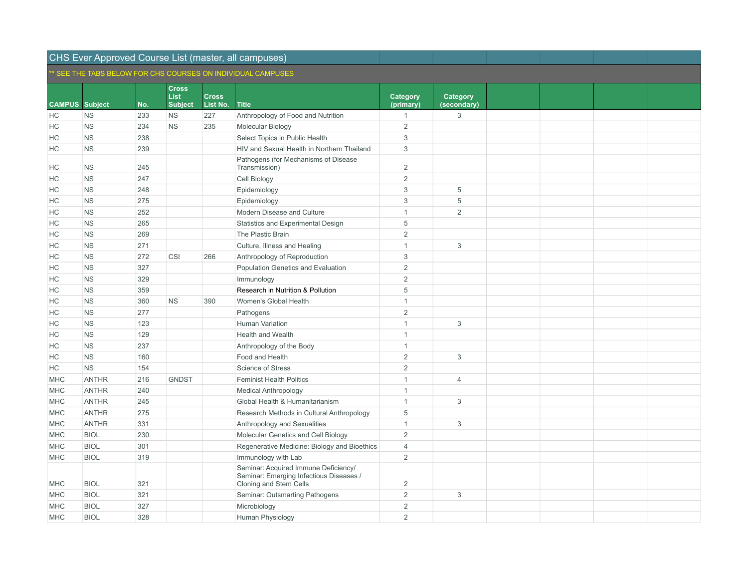| CHS Ever Approved Course List (master, all campuses) | | | | | | | | | | | |
|---|---|---|---|---|---|---|---|---|---|---|---|
| ** SEE THE TABS BELOW FOR CHS COURSES ON INDIVIDUAL CAMPUSES | | | | | | | | | | | |
| CAMPUS | Subject | No. | Cross List Subject | Cross List No. | Title | Category (primary) | Category (secondary) | | | | |
| HC | NS | 233 | NS | 227 | Anthropology of Food and Nutrition | 1 | 3 | | | | |
| HC | NS | 234 | NS | 235 | Molecular Biology | 2 | | | | | |
| HC | NS | 238 | | | Select Topics in Public Health | 3 | | | | | |
| HC | NS | 239 | | | HIV and Sexual Health in Northern Thailand | 3 | | | | | |
| HC | NS | 245 | | | Pathogens (for Mechanisms of Disease Transmission) | 2 | | | | | |
| HC | NS | 247 | | | Cell Biology | 2 | | | | | |
| HC | NS | 248 | | | Epidemiology | 3 | 5 | | | | |
| HC | NS | 275 | | | Epidemiology | 3 | 5 | | | | |
| HC | NS | 252 | | | Modern Disease and Culture | 1 | 2 | | | | |
| HC | NS | 265 | | | Statistics and Experimental Design | 5 | | | | | |
| HC | NS | 269 | | | The Plastic Brain | 2 | | | | | |
| HC | NS | 271 | | | Culture, Illness and Healing | 1 | 3 | | | | |
| HC | NS | 272 | CSI | 266 | Anthropology of Reproduction | 3 | | | | | |
| HC | NS | 327 | | | Population Genetics and Evaluation | 2 | | | | | |
| HC | NS | 329 | | | Immunology | 2 | | | | | |
| HC | NS | 359 | | | Research in Nutrition & Pollution | 5 | | | | | |
| HC | NS | 360 | NS | 390 | Women's Global Health | 1 | | | | | |
| HC | NS | 277 | | | Pathogens | 2 | | | | | |
| HC | NS | 123 | | | Human Variation | 1 | 3 | | | | |
| HC | NS | 129 | | | Health and Wealth | 1 | | | | | |
| HC | NS | 237 | | | Anthropology of the Body | 1 | | | | | |
| HC | NS | 160 | | | Food and Health | 2 | 3 | | | | |
| HC | NS | 154 | | | Science of Stress | 2 | | | | | |
| MHC | ANTHR | 216 | GNDST | | Feminist Health Politics | 1 | 4 | | | | |
| MHC | ANTHR | 240 | | | Medical Anthropology | 1 | | | | | |
| MHC | ANTHR | 245 | | | Global Health & Humanitarianism | 1 | 3 | | | | |
| MHC | ANTHR | 275 | | | Research Methods in Cultural Anthropology | 5 | | | | | |
| MHC | ANTHR | 331 | | | Anthropology and Sexualities | 1 | 3 | | | | |
| MHC | BIOL | 230 | | | Molecular Genetics and Cell Biology | 2 | | | | | |
| MHC | BIOL | 301 | | | Regenerative Medicine: Biology and Bioethics | 4 | | | | | |
| MHC | BIOL | 319 | | | Immunology with Lab | 2 | | | | | |
| MHC | BIOL | 321 | | | Seminar: Acquired Immune Deficiency/ Seminar: Emerging Infectious Diseases / Cloning and Stem Cells | 2 | | | | | |
| MHC | BIOL | 321 | | | Seminar: Outsmarting Pathogens | 2 | 3 | | | | |
| MHC | BIOL | 327 | | | Microbiology | 2 | | | | | |
| MHC | BIOL | 328 | | | Human Physiology | 2 | | | | | |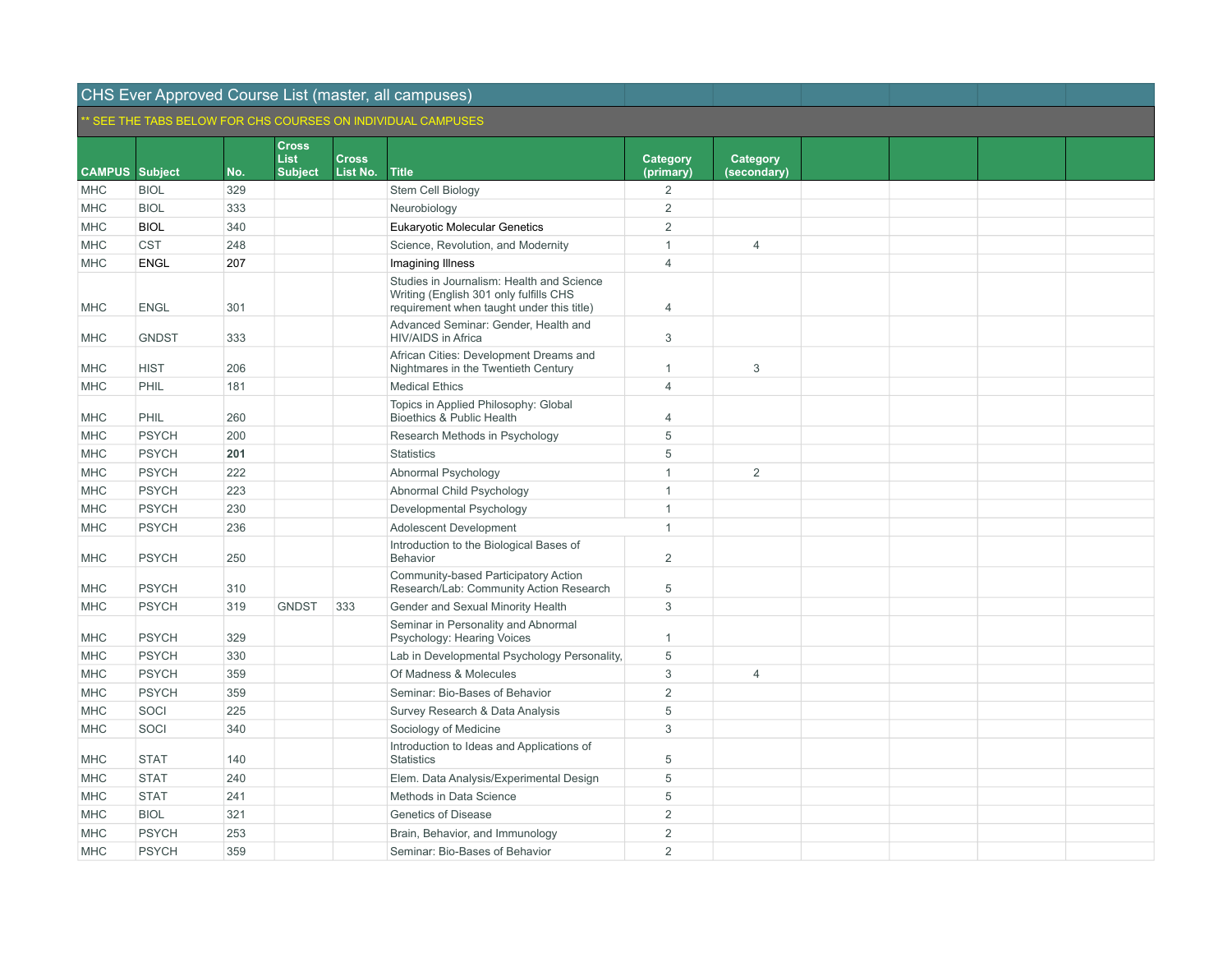## CHS Ever Approved Course List (master, all campuses)

** SEE THE TABS BELOW FOR CHS COURSES ON INDIVIDUAL CAMPUSES

| CAMPUS | Subject | No. | Cross List Subject | Cross List No. | Title | Category (primary) | Category (secondary) | | | | |
|---|---|---|---|---|---|---|---|---|---|---|---|
| MHC | BIOL | 329 | | | Stem Cell Biology | 2 | | | | | |
| MHC | BIOL | 333 | | | Neurobiology | 2 | | | | | |
| MHC | BIOL | 340 | | | Eukaryotic Molecular Genetics | 2 | | | | | |
| MHC | CST | 248 | | | Science, Revolution, and Modernity | 1 | 4 | | | | |
| MHC | ENGL | 207 | | | Imagining Illness | 4 | | | | | |
| MHC | ENGL | 301 | | | Studies in Journalism: Health and Science Writing (English 301 only fulfills CHS requirement when taught under this title) | 4 | | | | | |
| MHC | GNDST | 333 | | | Advanced Seminar: Gender, Health and HIV/AIDS in Africa | 3 | | | | | |
| MHC | HIST | 206 | | | African Cities: Development Dreams and Nightmares in the Twentieth Century | 1 | 3 | | | | |
| MHC | PHIL | 181 | | | Medical Ethics | 4 | | | | | |
| MHC | PHIL | 260 | | | Topics in Applied Philosophy: Global Bioethics & Public Health | 4 | | | | | |
| MHC | PSYCH | 200 | | | Research Methods in Psychology | 5 | | | | | |
| MHC | PSYCH | **201** | | | Statistics | 5 | | | | | |
| MHC | PSYCH | 222 | | | Abnormal Psychology | 1 | 2 | | | | |
| MHC | PSYCH | 223 | | | Abnormal Child Psychology | 1 | | | | | |
| MHC | PSYCH | 230 | | | Developmental Psychology | 1 | | | | | |
| MHC | PSYCH | 236 | | | Adolescent Development | 1 | | | | | |
| MHC | PSYCH | 250 | | | Introduction to the Biological Bases of Behavior | 2 | | | | | |
| MHC | PSYCH | 310 | | | Community-based Participatory Action Research/Lab: Community Action Research | 5 | | | | | |
| MHC | PSYCH | 319 | GNDST | 333 | Gender and Sexual Minority Health | 3 | | | | | |
| MHC | PSYCH | 329 | | | Seminar in Personality and Abnormal Psychology: Hearing Voices | 1 | | | | | |
| MHC | PSYCH | 330 | | | Lab in Developmental Psychology Personality, | 5 | | | | | |
| MHC | PSYCH | 359 | | | Of Madness & Molecules | 3 | 4 | | | | |
| MHC | PSYCH | 359 | | | Seminar: Bio-Bases of Behavior | 2 | | | | | |
| MHC | SOCI | 225 | | | Survey Research & Data Analysis | 5 | | | | | |
| MHC | SOCI | 340 | | | Sociology of Medicine | 3 | | | | | |
| MHC | STAT | 140 | | | Introduction to Ideas and Applications of Statistics | 5 | | | | | |
| MHC | STAT | 240 | | | Elem. Data Analysis/Experimental Design | 5 | | | | | |
| MHC | STAT | 241 | | | Methods in Data Science | 5 | | | | | |
| MHC | BIOL | 321 | | | Genetics of Disease | 2 | | | | | |
| MHC | PSYCH | 253 | | | Brain, Behavior, and Immunology | 2 | | | | | |
| MHC | PSYCH | 359 | | | Seminar: Bio-Bases of Behavior | 2 | | | | | |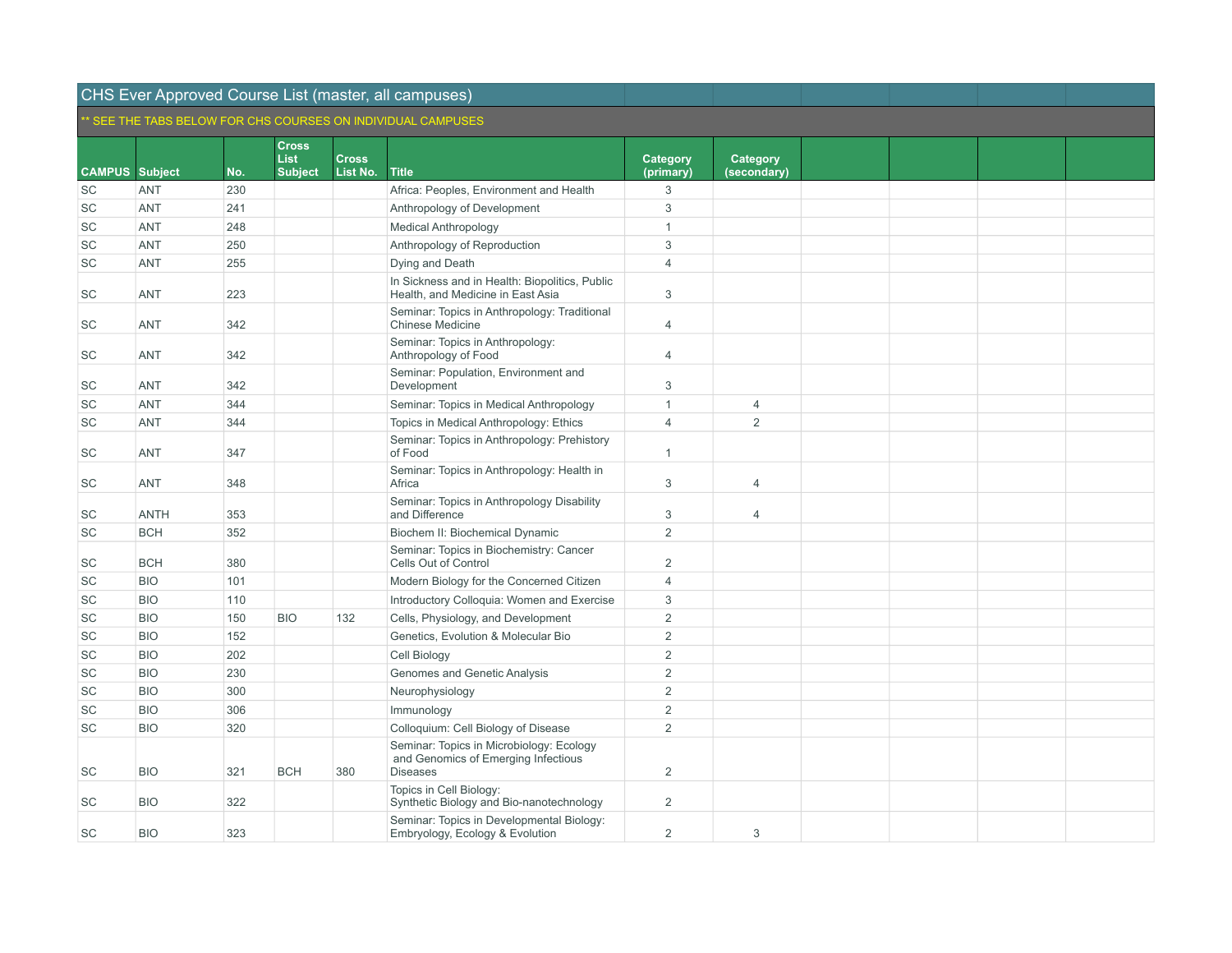# CHS Ever Approved Course List (master, all campuses)

** SEE THE TABS BELOW FOR CHS COURSES ON INDIVIDUAL CAMPUSES

| CAMPUS | Subject | No. | Cross List Subject | Cross List No. | Title | Category (primary) | Category (secondary) | | | | |
|---|---|---|---|---|---|---|---|---|---|---|---|
| SC | ANT | 230 | | | Africa: Peoples, Environment and Health | 3 | | | | | |
| SC | ANT | 241 | | | Anthropology of Development | 3 | | | | | |
| SC | ANT | 248 | | | Medical Anthropology | 1 | | | | | |
| SC | ANT | 250 | | | Anthropology of Reproduction | 3 | | | | | |
| SC | ANT | 255 | | | Dying and Death | 4 | | | | | |
| SC | ANT | 223 | | | In Sickness and in Health: Biopolitics, Public Health, and Medicine in East Asia | 3 | | | | | |
| SC | ANT | 342 | | | Seminar: Topics in Anthropology: Traditional Chinese Medicine | 4 | | | | | |
| SC | ANT | 342 | | | Seminar: Topics in Anthropology: Anthropology of Food | 4 | | | | | |
| SC | ANT | 342 | | | Seminar: Population, Environment and Development | 3 | | | | | |
| SC | ANT | 344 | | | Seminar: Topics in Medical Anthropology | 1 | 4 | | | | |
| SC | ANT | 344 | | | Topics in Medical Anthropology: Ethics | 4 | 2 | | | | |
| SC | ANT | 347 | | | Seminar: Topics in Anthropology: Prehistory of Food | 1 | | | | | |
| SC | ANT | 348 | | | Seminar: Topics in Anthropology: Health in Africa | 3 | 4 | | | | |
| SC | ANTH | 353 | | | Seminar: Topics in Anthropology Disability and Difference | 3 | 4 | | | | |
| SC | BCH | 352 | | | Biochem II: Biochemical Dynamic | 2 | | | | | |
| SC | BCH | 380 | | | Seminar: Topics in Biochemistry: Cancer Cells Out of Control | 2 | | | | | |
| SC | BIO | 101 | | | Modern Biology for the Concerned Citizen | 4 | | | | | |
| SC | BIO | 110 | | | Introductory Colloquia: Women and Exercise | 3 | | | | | |
| SC | BIO | 150 | BIO | 132 | Cells, Physiology, and Development | 2 | | | | | |
| SC | BIO | 152 | | | Genetics, Evolution & Molecular Bio | 2 | | | | | |
| SC | BIO | 202 | | | Cell Biology | 2 | | | | | |
| SC | BIO | 230 | | | Genomes and Genetic Analysis | 2 | | | | | |
| SC | BIO | 300 | | | Neurophysiology | 2 | | | | | |
| SC | BIO | 306 | | | Immunology | 2 | | | | | |
| SC | BIO | 320 | | | Colloquium: Cell Biology of Disease | 2 | | | | | |
| SC | BIO | 321 | BCH | 380 | Seminar: Topics in Microbiology: Ecology and Genomics of Emerging Infectious Diseases | 2 | | | | | |
| SC | BIO | 322 | | | Topics in Cell Biology: Synthetic Biology and Bio-nanotechnology | 2 | | | | | |
| SC | BIO | 323 | | | Seminar: Topics in Developmental Biology: Embryology, Ecology & Evolution | 2 | 3 | | | | |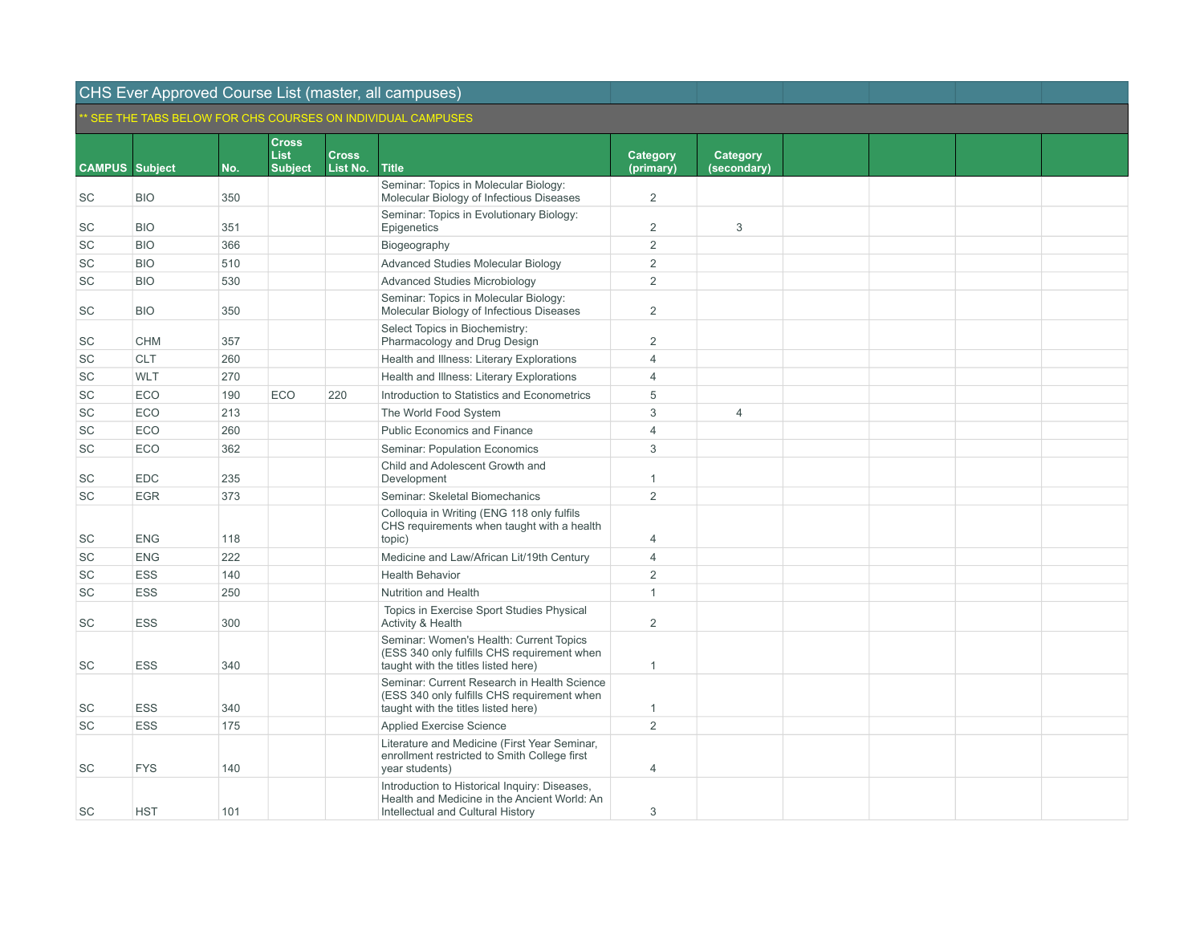# CHS Ever Approved Course List (master, all campuses)

** SEE THE TABS BELOW FOR CHS COURSES ON INDIVIDUAL CAMPUSES

| CAMPUS | Subject | No. | Cross List Subject | Cross List No. | Title | Category (primary) | Category (secondary) | | | | |
|---|---|---|---|---|---|---|---|---|---|---|---|
| SC | BIO | 350 | | | Seminar: Topics in Molecular Biology: Molecular Biology of Infectious Diseases | 2 | | | | | |
| SC | BIO | 351 | | | Seminar: Topics in Evolutionary Biology: Epigenetics | 2 | 3 | | | | |
| SC | BIO | 366 | | | Biogeography | 2 | | | | | |
| SC | BIO | 510 | | | Advanced Studies Molecular Biology | 2 | | | | | |
| SC | BIO | 530 | | | Advanced Studies Microbiology | 2 | | | | | |
| SC | BIO | 350 | | | Seminar: Topics in Molecular Biology: Molecular Biology of Infectious Diseases | 2 | | | | | |
| SC | CHM | 357 | | | Select Topics in Biochemistry: Pharmacology and Drug Design | 2 | | | | | |
| SC | CLT | 260 | | | Health and Illness: Literary Explorations | 4 | | | | | |
| SC | WLT | 270 | | | Health and Illness: Literary Explorations | 4 | | | | | |
| SC | ECO | 190 | ECO | 220 | Introduction to Statistics and Econometrics | 5 | | | | | |
| SC | ECO | 213 | | | The World Food System | 3 | 4 | | | | |
| SC | ECO | 260 | | | Public Economics and Finance | 4 | | | | | |
| SC | ECO | 362 | | | Seminar: Population Economics | 3 | | | | | |
| SC | EDC | 235 | | | Child and Adolescent Growth and Development | 1 | | | | | |
| SC | EGR | 373 | | | Seminar: Skeletal Biomechanics | 2 | | | | | |
| SC | ENG | 118 | | | Colloquia in Writing (ENG 118 only fulfils CHS requirements when taught with a health topic) | 4 | | | | | |
| SC | ENG | 222 | | | Medicine and Law/African Lit/19th Century | 4 | | | | | |
| SC | ESS | 140 | | | Health Behavior | 2 | | | | | |
| SC | ESS | 250 | | | Nutrition and Health | 1 | | | | | |
| SC | ESS | 300 | | | Topics in Exercise Sport Studies Physical Activity & Health | 2 | | | | | |
| SC | ESS | 340 | | | Seminar: Women's Health: Current Topics (ESS 340 only fulfills CHS requirement when taught with the titles listed here) | 1 | | | | | |
| SC | ESS | 340 | | | Seminar: Current Research in Health Science (ESS 340 only fulfills CHS requirement when taught with the titles listed here) | 1 | | | | | |
| SC | ESS | 175 | | | Applied Exercise Science | 2 | | | | | |
| SC | FYS | 140 | | | Literature and Medicine (First Year Seminar, enrollment restricted to Smith College first year students) | 4 | | | | | |
| SC | HST | 101 | | | Introduction to Historical Inquiry: Diseases, Health and Medicine in the Ancient World: An Intellectual and Cultural History | 3 | | | | | |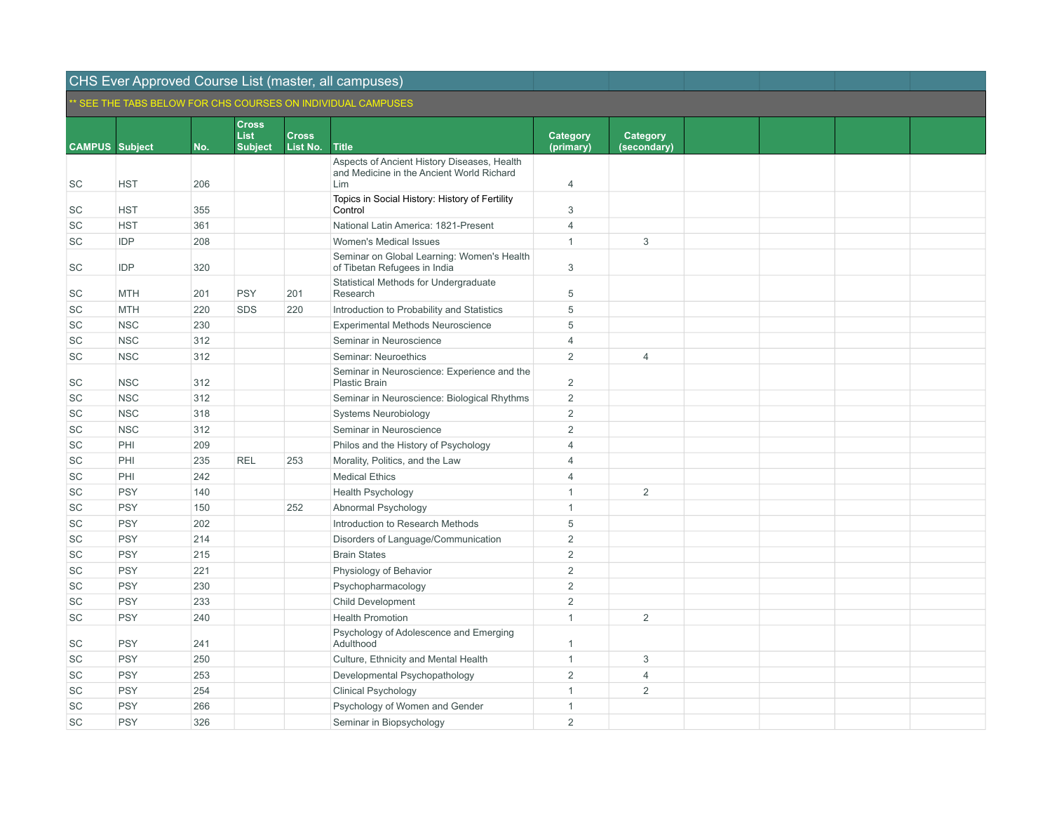| CHS Ever Approved Course List (master, all campuses) | | | | | | | | | | | | |
|---|---|---|---|---|---|---|---|---|---|---|---|---|
| ** SEE THE TABS BELOW FOR CHS COURSES ON INDIVIDUAL CAMPUSES | | | | | | | | | | | | |
| CAMPUS | Subject | No. | Cross List Subject | Cross List No. | Title | Category (primary) | Category (secondary) | | | | | |
| SC | HST | 206 | | | Aspects of Ancient History Diseases, Health and Medicine in the Ancient World Richard Lim | 4 | | | | | | |
| SC | HST | 355 | | | Topics in Social History: History of Fertility Control | 3 | | | | | | |
| SC | HST | 361 | | | National Latin America: 1821-Present | 4 | | | | | | |
| SC | IDP | 208 | | | Women's Medical Issues | 1 | 3 | | | | | |
| SC | IDP | 320 | | | Seminar on Global Learning: Women's Health of Tibetan Refugees in India | 3 | | | | | | |
| SC | MTH | 201 | PSY | 201 | Statistical Methods for Undergraduate Research | 5 | | | | | | |
| SC | MTH | 220 | SDS | 220 | Introduction to Probability and Statistics | 5 | | | | | | |
| SC | NSC | 230 | | | Experimental Methods Neuroscience | 5 | | | | | | |
| SC | NSC | 312 | | | Seminar in Neuroscience | 4 | | | | | | |
| SC | NSC | 312 | | | Seminar: Neuroethics | 2 | 4 | | | | | |
| SC | NSC | 312 | | | Seminar in Neuroscience: Experience and the Plastic Brain | 2 | | | | | | |
| SC | NSC | 312 | | | Seminar in Neuroscience: Biological Rhythms | 2 | | | | | | |
| SC | NSC | 318 | | | Systems Neurobiology | 2 | | | | | | |
| SC | NSC | 312 | | | Seminar in Neuroscience | 2 | | | | | | |
| SC | PHI | 209 | | | Philos and the History of Psychology | 4 | | | | | | |
| SC | PHI | 235 | REL | 253 | Morality, Politics, and the Law | 4 | | | | | | |
| SC | PHI | 242 | | | Medical Ethics | 4 | | | | | | |
| SC | PSY | 140 | | | Health Psychology | 1 | 2 | | | | | |
| SC | PSY | 150 | | 252 | Abnormal Psychology | 1 | | | | | | |
| SC | PSY | 202 | | | Introduction to Research Methods | 5 | | | | | | |
| SC | PSY | 214 | | | Disorders of Language/Communication | 2 | | | | | | |
| SC | PSY | 215 | | | Brain States | 2 | | | | | | |
| SC | PSY | 221 | | | Physiology of Behavior | 2 | | | | | | |
| SC | PSY | 230 | | | Psychopharmacology | 2 | | | | | | |
| SC | PSY | 233 | | | Child Development | 2 | | | | | | |
| SC | PSY | 240 | | | Health Promotion | 1 | 2 | | | | | |
| SC | PSY | 241 | | | Psychology of Adolescence and Emerging Adulthood | 1 | | | | | | |
| SC | PSY | 250 | | | Culture, Ethnicity and Mental Health | 1 | 3 | | | | | |
| SC | PSY | 253 | | | Developmental Psychopathology | 2 | 4 | | | | | |
| SC | PSY | 254 | | | Clinical Psychology | 1 | 2 | | | | | |
| SC | PSY | 266 | | | Psychology of Women and Gender | 1 | | | | | | |
| SC | PSY | 326 | | | Seminar in Biopsychology | 2 | | | | | | |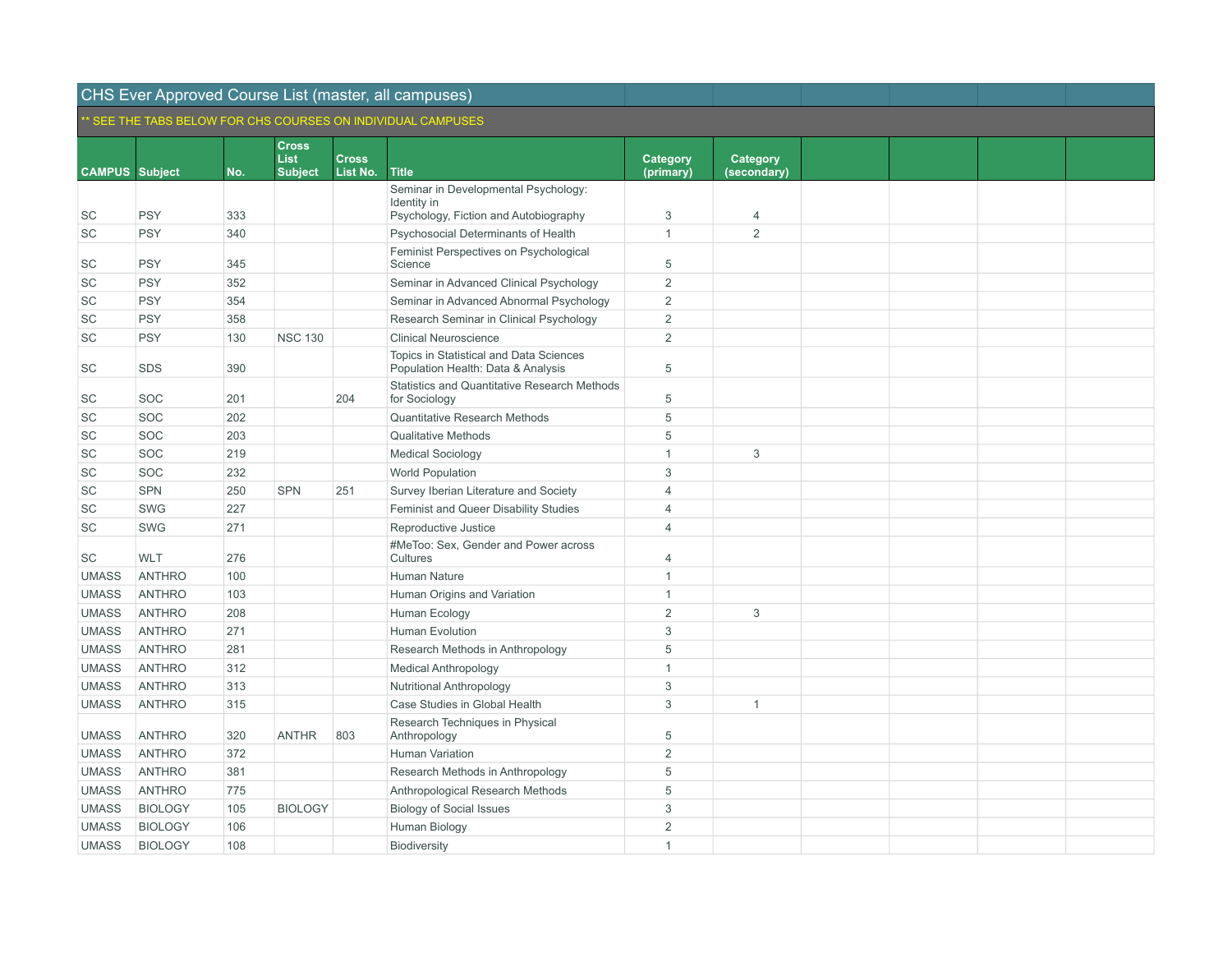| CHS Ever Approved Course List (master, all campuses) | | | | | | | | | | | | |
|---|---|---|---|---|---|---|---|---|---|---|---|---|
| ** SEE THE TABS BELOW FOR CHS COURSES ON INDIVIDUAL CAMPUSES | | | | | | | | | | | | |
| **CAMPUS** | **Subject** | **No.** | **Cross List Subject** | **Cross List No.** | **Title** | **Category (primary)** | **Category (secondary)** | | | | | |
| SC | PSY | 333 | | | Seminar in Developmental Psychology: Identity in Psychology, Fiction and Autobiography | 3 | 4 | | | | | |
| SC | PSY | 340 | | | Psychosocial Determinants of Health | 1 | 2 | | | | | |
| SC | PSY | 345 | | | Feminist Perspectives on Psychological Science | 5 | | | | | | |
| SC | PSY | 352 | | | Seminar in Advanced Clinical Psychology | 2 | | | | | | |
| SC | PSY | 354 | | | Seminar in Advanced Abnormal Psychology | 2 | | | | | | |
| SC | PSY | 358 | | | Research Seminar in Clinical Psychology | 2 | | | | | | |
| SC | PSY | 130 | NSC 130 | | Clinical Neuroscience | 2 | | | | | | |
| SC | SDS | 390 | | | Topics in Statistical and Data Sciences Population Health: Data & Analysis | 5 | | | | | | |
| SC | SOC | 201 | | 204 | Statistics and Quantitative Research Methods for Sociology | 5 | | | | | | |
| SC | SOC | 202 | | | Quantitative Research Methods | 5 | | | | | | |
| SC | SOC | 203 | | | Qualitative Methods | 5 | | | | | | |
| SC | SOC | 219 | | | Medical Sociology | 1 | 3 | | | | | |
| SC | SOC | 232 | | | World Population | 3 | | | | | | |
| SC | SPN | 250 | SPN | 251 | Survey Iberian Literature and Society | 4 | | | | | | |
| SC | SWG | 227 | | | Feminist and Queer Disability Studies | 4 | | | | | | |
| SC | SWG | 271 | | | Reproductive Justice | 4 | | | | | | |
| SC | WLT | 276 | | | #MeToo: Sex, Gender and Power across Cultures | 4 | | | | | | |
| UMASS | ANTHRO | 100 | | | Human Nature | 1 | | | | | | |
| UMASS | ANTHRO | 103 | | | Human Origins and Variation | 1 | | | | | | |
| UMASS | ANTHRO | 208 | | | Human Ecology | 2 | 3 | | | | | |
| UMASS | ANTHRO | 271 | | | Human Evolution | 3 | | | | | | |
| UMASS | ANTHRO | 281 | | | Research Methods in Anthropology | 5 | | | | | | |
| UMASS | ANTHRO | 312 | | | Medical Anthropology | 1 | | | | | | |
| UMASS | ANTHRO | 313 | | | Nutritional Anthropology | 3 | | | | | | |
| UMASS | ANTHRO | 315 | | | Case Studies in Global Health | 3 | 1 | | | | | |
| UMASS | ANTHRO | 320 | ANTHR | 803 | Research Techniques in Physical Anthropology | 5 | | | | | | |
| UMASS | ANTHRO | 372 | | | Human Variation | 2 | | | | | | |
| UMASS | ANTHRO | 381 | | | Research Methods in Anthropology | 5 | | | | | | |
| UMASS | ANTHRO | 775 | | | Anthropological Research Methods | 5 | | | | | | |
| UMASS | BIOLOGY | 105 | BIOLOGY | | Biology of Social Issues | 3 | | | | | | |
| UMASS | BIOLOGY | 106 | | | Human Biology | 2 | | | | | | |
| UMASS | BIOLOGY | 108 | | | Biodiversity | 1 | | | | | | |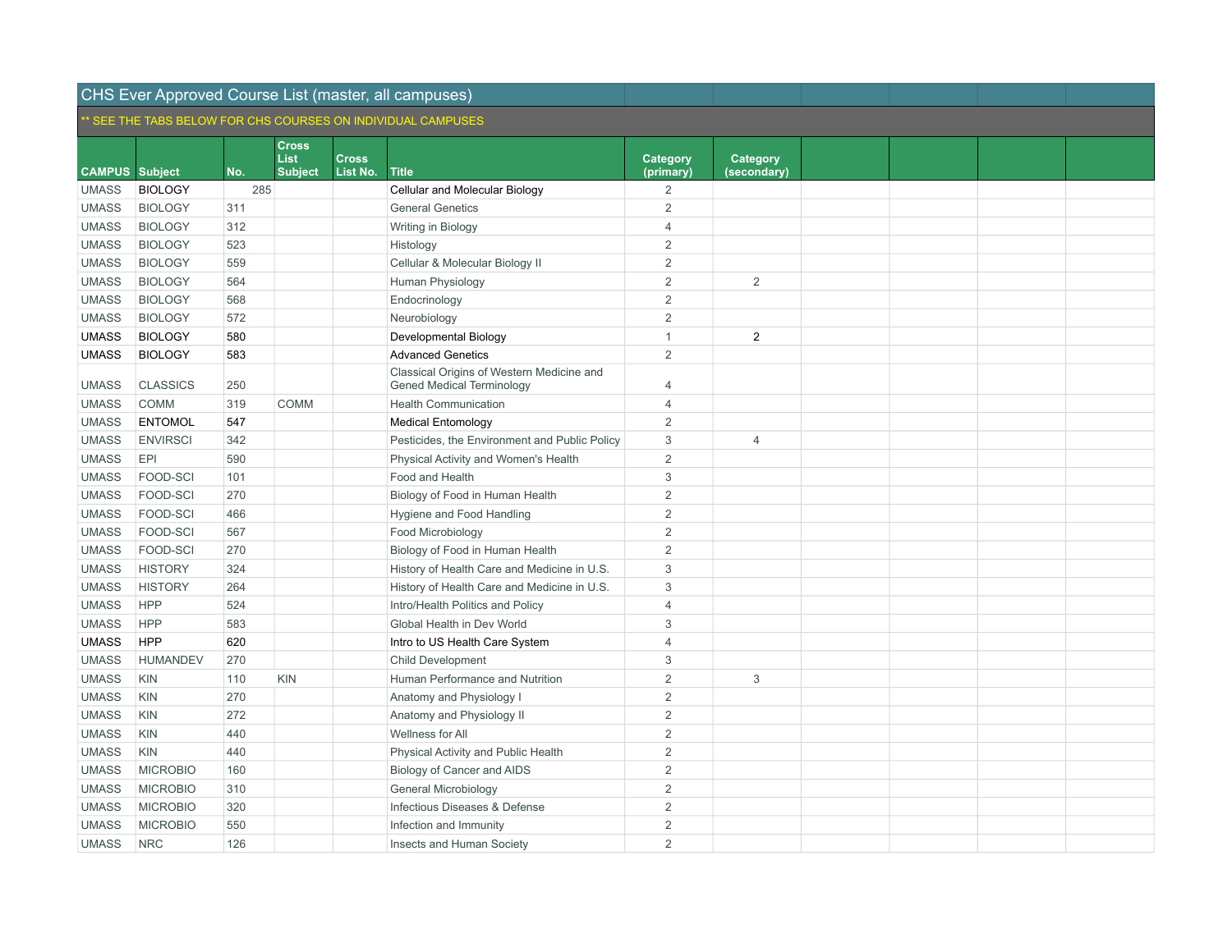# CHS Ever Approved Course List (master, all campuses)

** SEE THE TABS BELOW FOR CHS COURSES ON INDIVIDUAL CAMPUSES

| CAMPUS | Subject | No. | Cross List Subject | Cross List No. | Title | Category (primary) | Category (secondary) | | | | |
|---|---|---|---|---|---|---|---|---|---|---|---|
| UMASS | BIOLOGY | 285 | | | Cellular and Molecular Biology | 2 | | | | | |
| UMASS | BIOLOGY | 311 | | | General Genetics | 2 | | | | | |
| UMASS | BIOLOGY | 312 | | | Writing in Biology | 4 | | | | | |
| UMASS | BIOLOGY | 523 | | | Histology | 2 | | | | | |
| UMASS | BIOLOGY | 559 | | | Cellular & Molecular Biology II | 2 | | | | | |
| UMASS | BIOLOGY | 564 | | | Human Physiology | 2 | 2 | | | | |
| UMASS | BIOLOGY | 568 | | | Endocrinology | 2 | | | | | |
| UMASS | BIOLOGY | 572 | | | Neurobiology | 2 | | | | | |
| UMASS | BIOLOGY | 580 | | | Developmental Biology | 1 | 2 | | | | |
| UMASS | BIOLOGY | 583 | | | Advanced Genetics | 2 | | | | | |
| UMASS | CLASSICS | 250 | | | Classical Origins of Western Medicine and Gened Medical Terminology | 4 | | | | | |
| UMASS | COMM | 319 | COMM | | Health Communication | 4 | | | | | |
| UMASS | ENTOMOL | 547 | | | Medical Entomology | 2 | | | | | |
| UMASS | ENVIRSCI | 342 | | | Pesticides, the Environment and Public Policy | 3 | 4 | | | | |
| UMASS | EPI | 590 | | | Physical Activity and Women's Health | 2 | | | | | |
| UMASS | FOOD-SCI | 101 | | | Food and Health | 3 | | | | | |
| UMASS | FOOD-SCI | 270 | | | Biology of Food in Human Health | 2 | | | | | |
| UMASS | FOOD-SCI | 466 | | | Hygiene and Food Handling | 2 | | | | | |
| UMASS | FOOD-SCI | 567 | | | Food Microbiology | 2 | | | | | |
| UMASS | FOOD-SCI | 270 | | | Biology of Food in Human Health | 2 | | | | | |
| UMASS | HISTORY | 324 | | | History of Health Care and Medicine in U.S. | 3 | | | | | |
| UMASS | HISTORY | 264 | | | History of Health Care and Medicine in U.S. | 3 | | | | | |
| UMASS | HPP | 524 | | | Intro/Health Politics and Policy | 4 | | | | | |
| UMASS | HPP | 583 | | | Global Health in Dev World | 3 | | | | | |
| UMASS | HPP | 620 | | | Intro to US Health Care System | 4 | | | | | |
| UMASS | HUMANDEV | 270 | | | Child Development | 3 | | | | | |
| UMASS | KIN | 110 | KIN | | Human Performance and Nutrition | 2 | 3 | | | | |
| UMASS | KIN | 270 | | | Anatomy and Physiology I | 2 | | | | | |
| UMASS | KIN | 272 | | | Anatomy and Physiology II | 2 | | | | | |
| UMASS | KIN | 440 | | | Wellness for All | 2 | | | | | |
| UMASS | KIN | 440 | | | Physical Activity and Public Health | 2 | | | | | |
| UMASS | MICROBIO | 160 | | | Biology of Cancer and AIDS | 2 | | | | | |
| UMASS | MICROBIO | 310 | | | General Microbiology | 2 | | | | | |
| UMASS | MICROBIO | 320 | | | Infectious Diseases & Defense | 2 | | | | | |
| UMASS | MICROBIO | 550 | | | Infection and Immunity | 2 | | | | | |
| UMASS | NRC | 126 | | | Insects and Human Society | 2 | | | | | |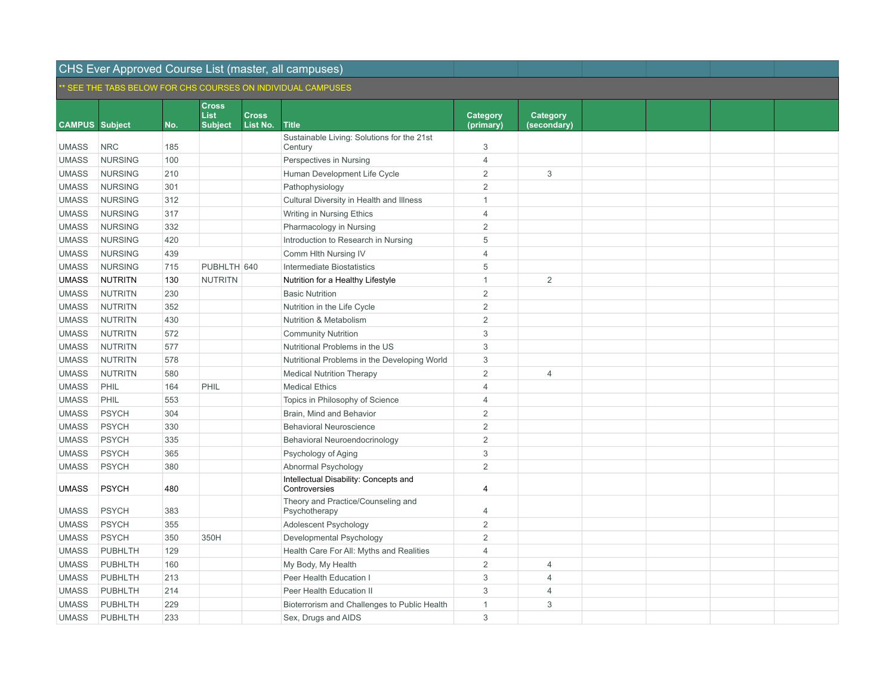# CHS Ever Approved Course List (master, all campuses)

** SEE THE TABS BELOW FOR CHS COURSES ON INDIVIDUAL CAMPUSES

| CAMPUS | Subject | No. | Cross List Subject | Cross List No. | Title | Category (primary) | Category (secondary) | | | | |
|---|---|---|---|---|---|---|---|---|---|---|---|
| UMASS | NRC | 185 | | | Sustainable Living: Solutions for the 21st Century | 3 | | | | | |
| UMASS | NURSING | 100 | | | Perspectives in Nursing | 4 | | | | | |
| UMASS | NURSING | 210 | | | Human Development Life Cycle | 2 | 3 | | | | |
| UMASS | NURSING | 301 | | | Pathophysiology | 2 | | | | | |
| UMASS | NURSING | 312 | | | Cultural Diversity in Health and Illness | 1 | | | | | |
| UMASS | NURSING | 317 | | | Writing in Nursing Ethics | 4 | | | | | |
| UMASS | NURSING | 332 | | | Pharmacology in Nursing | 2 | | | | | |
| UMASS | NURSING | 420 | | | Introduction to Research in Nursing | 5 | | | | | |
| UMASS | NURSING | 439 | | | Comm Hlth Nursing IV | 4 | | | | | |
| UMASS | NURSING | 715 | PUBHLTH | 640 | Intermediate Biostatistics | 5 | | | | | |
| UMASS | NUTRITN | 130 | NUTRITN | | Nutrition for a Healthy Lifestyle | 1 | 2 | | | | |
| UMASS | NUTRITN | 230 | | | Basic Nutrition | 2 | | | | | |
| UMASS | NUTRITN | 352 | | | Nutrition in the Life Cycle | 2 | | | | | |
| UMASS | NUTRITN | 430 | | | Nutrition & Metabolism | 2 | | | | | |
| UMASS | NUTRITN | 572 | | | Community Nutrition | 3 | | | | | |
| UMASS | NUTRITN | 577 | | | Nutritional Problems in the US | 3 | | | | | |
| UMASS | NUTRITN | 578 | | | Nutritional Problems in the Developing World | 3 | | | | | |
| UMASS | NUTRITN | 580 | | | Medical Nutrition Therapy | 2 | 4 | | | | |
| UMASS | PHIL | 164 | PHIL | | Medical Ethics | 4 | | | | | |
| UMASS | PHIL | 553 | | | Topics in Philosophy of Science | 4 | | | | | |
| UMASS | PSYCH | 304 | | | Brain, Mind and Behavior | 2 | | | | | |
| UMASS | PSYCH | 330 | | | Behavioral Neuroscience | 2 | | | | | |
| UMASS | PSYCH | 335 | | | Behavioral Neuroendocrinology | 2 | | | | | |
| UMASS | PSYCH | 365 | | | Psychology of Aging | 3 | | | | | |
| UMASS | PSYCH | 380 | | | Abnormal Psychology | 2 | | | | | |
| UMASS | PSYCH | 480 | | | Intellectual Disability: Concepts and Controversies | 4 | | | | | |
| UMASS | PSYCH | 383 | | | Theory and Practice/Counseling and Psychotherapy | 4 | | | | | |
| UMASS | PSYCH | 355 | | | Adolescent Psychology | 2 | | | | | |
| UMASS | PSYCH | 350 | 350H | | Developmental Psychology | 2 | | | | | |
| UMASS | PUBHLTH | 129 | | | Health Care For All: Myths and Realities | 4 | | | | | |
| UMASS | PUBHLTH | 160 | | | My Body, My Health | 2 | 4 | | | | |
| UMASS | PUBHLTH | 213 | | | Peer Health Education I | 3 | 4 | | | | |
| UMASS | PUBHLTH | 214 | | | Peer Health Education II | 3 | 4 | | | | |
| UMASS | PUBHLTH | 229 | | | Bioterrorism and Challenges to Public Health | 1 | 3 | | | | |
| UMASS | PUBHLTH | 233 | | | Sex, Drugs and AIDS | 3 | | | | | |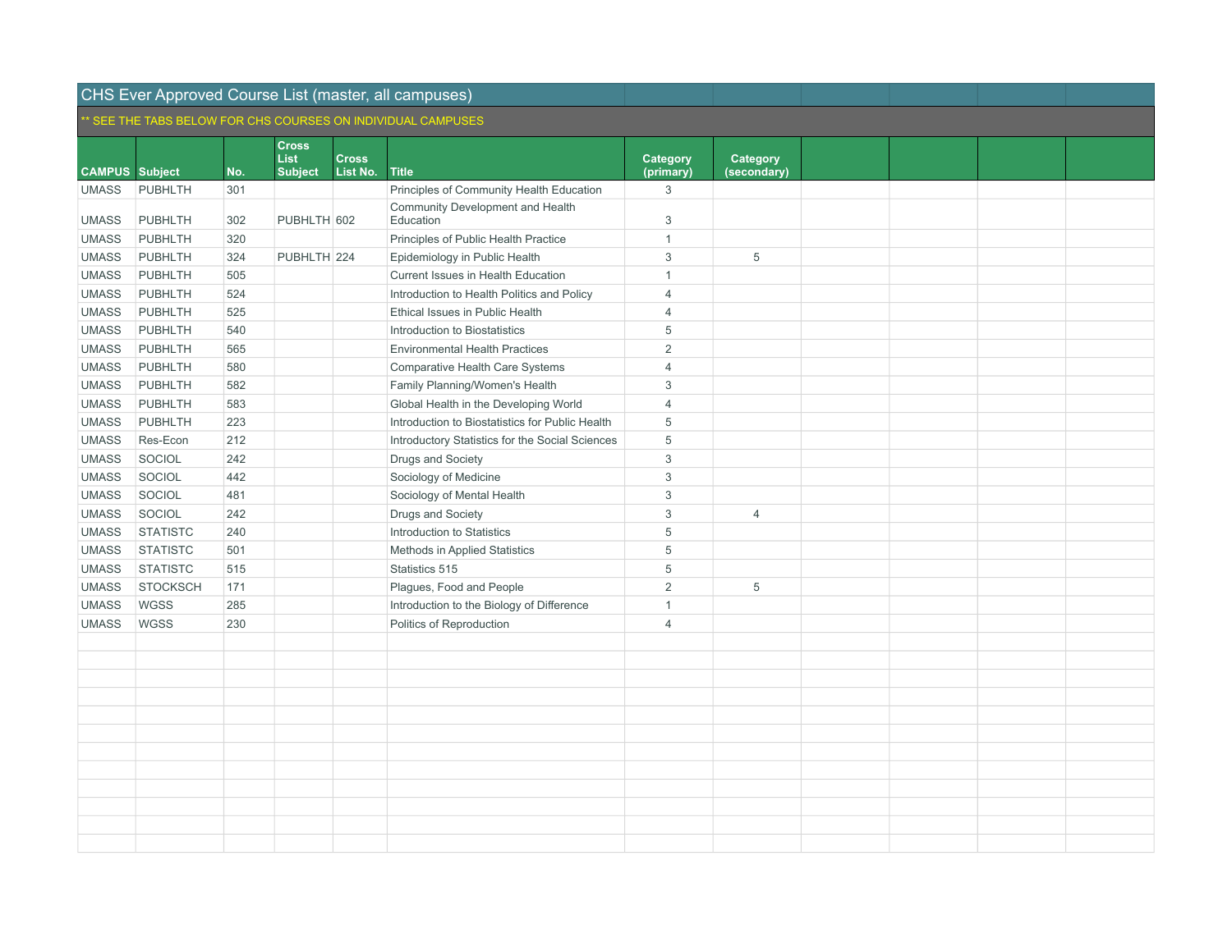# CHS Ever Approved Course List (master, all campuses)

** SEE THE TABS BELOW FOR CHS COURSES ON INDIVIDUAL CAMPUSES

| CAMPUS | Subject | No. | Cross List Subject | Cross List No. | Title | Category (primary) | Category (secondary) |
|---|---|---|---|---|---|---|---|
| UMASS | PUBHLTH | 301 | | | Principles of Community Health Education | 3 | |
| UMASS | PUBHLTH | 302 | PUBHLTH | 602 | Community Development and Health Education | 3 | |
| UMASS | PUBHLTH | 320 | | | Principles of Public Health Practice | 1 | |
| UMASS | PUBHLTH | 324 | PUBHLTH | 224 | Epidemiology in Public Health | 3 | 5 |
| UMASS | PUBHLTH | 505 | | | Current Issues in Health Education | 1 | |
| UMASS | PUBHLTH | 524 | | | Introduction to Health Politics and Policy | 4 | |
| UMASS | PUBHLTH | 525 | | | Ethical Issues in Public Health | 4 | |
| UMASS | PUBHLTH | 540 | | | Introduction to Biostatistics | 5 | |
| UMASS | PUBHLTH | 565 | | | Environmental Health Practices | 2 | |
| UMASS | PUBHLTH | 580 | | | Comparative Health Care Systems | 4 | |
| UMASS | PUBHLTH | 582 | | | Family Planning/Women's Health | 3 | |
| UMASS | PUBHLTH | 583 | | | Global Health in the Developing World | 4 | |
| UMASS | PUBHLTH | 223 | | | Introduction to Biostatistics for Public Health | 5 | |
| UMASS | Res-Econ | 212 | | | Introductory Statistics for the Social Sciences | 5 | |
| UMASS | SOCIOL | 242 | | | Drugs and Society | 3 | |
| UMASS | SOCIOL | 442 | | | Sociology of Medicine | 3 | |
| UMASS | SOCIOL | 481 | | | Sociology of Mental Health | 3 | |
| UMASS | SOCIOL | 242 | | | Drugs and Society | 3 | 4 |
| UMASS | STATISTC | 240 | | | Introduction to Statistics | 5 | |
| UMASS | STATISTC | 501 | | | Methods in Applied Statistics | 5 | |
| UMASS | STATISTC | 515 | | | Statistics 515 | 5 | |
| UMASS | STOCKSCH | 171 | | | Plagues, Food and People | 2 | 5 |
| UMASS | WGSS | 285 | | | Introduction to the Biology of Difference | 1 | |
| UMASS | WGSS | 230 | | | Politics of Reproduction | 4 | |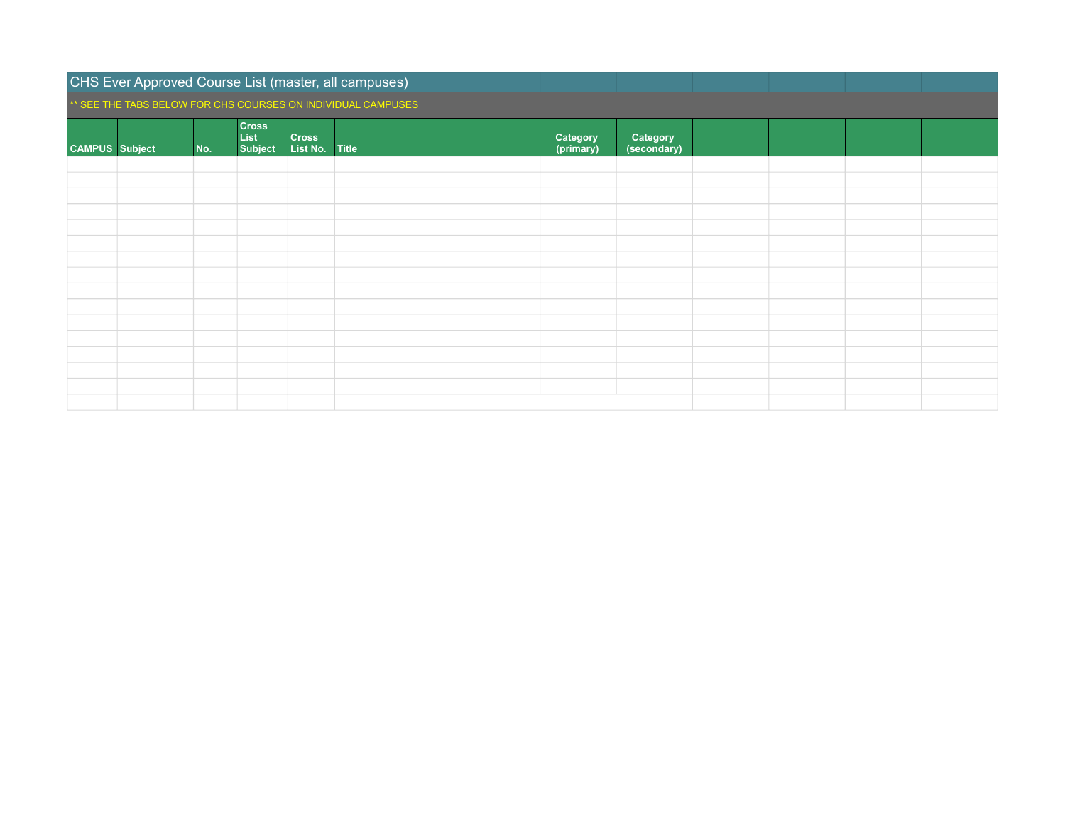# CHS Ever Approved Course List (master, all campuses)

** SEE THE TABS BELOW FOR CHS COURSES ON INDIVIDUAL CAMPUSES

| CAMPUS | Subject | No. | Cross List Subject | Cross List No. | Title | Category (primary) | Category (secondary) | | | | |
|---|---|---|---|---|---|---|---|---|---|---|---|
| | | | | | | | | | | | |